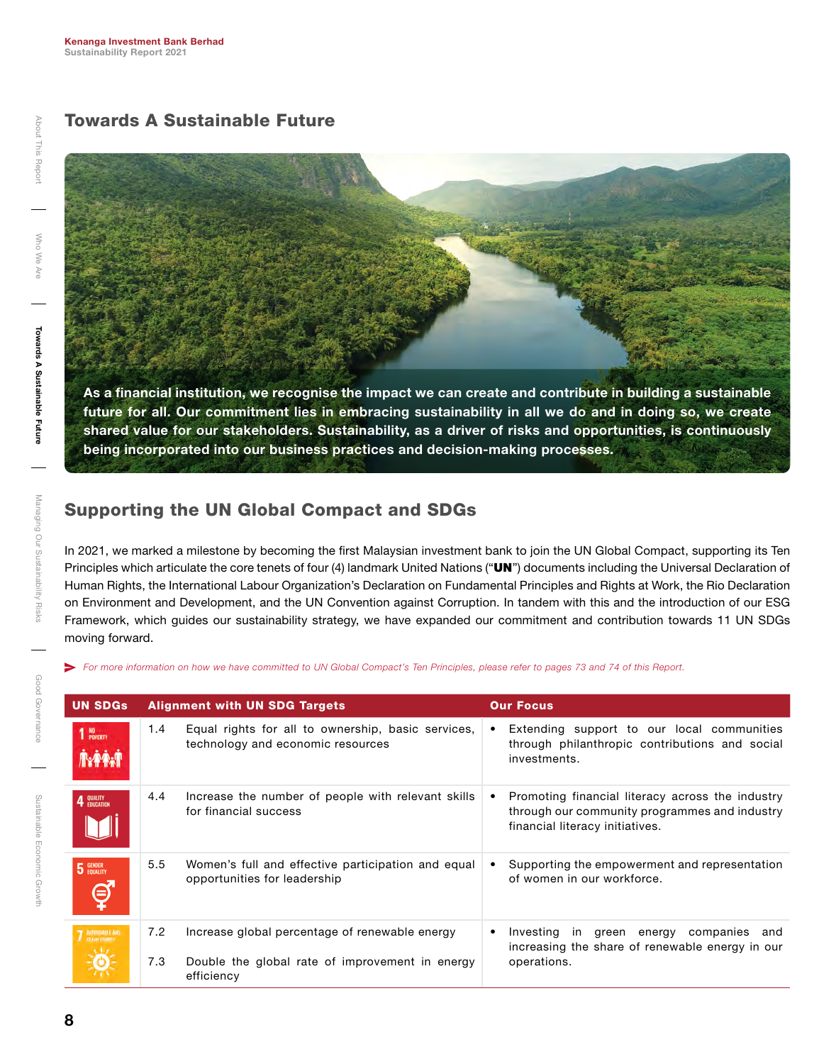## Towards A Sustainable Future

**As a financial institution, we recognise the impact we can create and contribute in building a sustainable future for all. Our commitment lies in embracing sustainability in all we do and in doing so, we create shared value for our stakeholders. Sustainability, as a driver of risks and opportunities, is continuously being incorporated into our business practices and decision-making processes.**

## Supporting the UN Global Compact and SDGs

In 2021, we marked a milestone by becoming the first Malaysian investment bank to join the UN Global Compact, supporting its Ten Principles which articulate the core tenets of four (4) landmark United Nations ("**UN**") documents including the Universal Declaration of Human Rights, the International Labour Organization's Declaration on Fundamental Principles and Rights at Work, the Rio Declaration on Environment and Development, and the UN Convention against Corruption. In tandem with this and the introduction of our ESG Framework, which guides our sustainability strategy, we have expanded our commitment and contribution towards 11 UN SDGs moving forward.

*For more information on how we have committed to UN Global Compact's Ten Principles, please refer to pages 73 and 74 of this Report.*

| UN SDGs | Alignment with UN SDG Targets | | Our Focus |
|---|---|---|---|
| 1 No Poverty | 1.4 | Equal rights for all to ownership, basic services, technology and economic resources | • Extending support to our local communities through philanthropic contributions and social investments. |
| 4 Quality Education | 4.4 | Increase the number of people with relevant skills for financial success | • Promoting financial literacy across the industry through our community programmes and industry financial literacy initiatives. |
| 5 Gender Equality | 5.5 | Women's full and effective participation and equal opportunities for leadership | • Supporting the empowerment and representation of women in our workforce. |
| 7 Affordable and Clean Energy | 7.2 | Increase global percentage of renewable energy | • Investing in green energy companies and increasing the share of renewable energy in our operations. |
| | 7.3 | Double the global rate of improvement in energy efficiency | |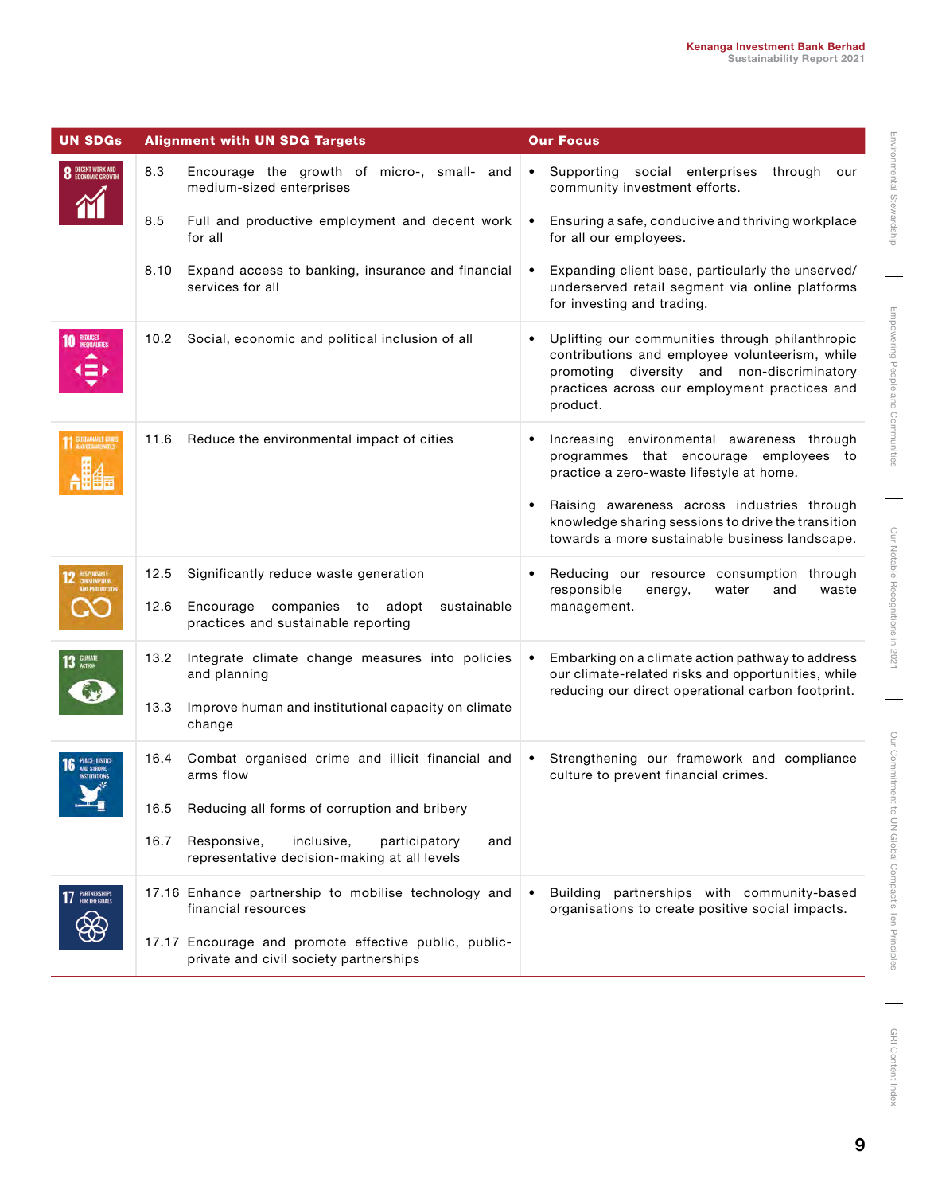| UN SDGs | Alignment with UN SDG Targets | | Our Focus |
|---|---|---|---|
| 8 DECENT WORK AND ECONOMIC GROWTH | 8.3 | Encourage the growth of micro-, small- and medium-sized enterprises | • Supporting social enterprises through our community investment efforts. |
| | 8.5 | Full and productive employment and decent work for all | • Ensuring a safe, conducive and thriving workplace for all our employees. |
| | 8.10 | Expand access to banking, insurance and financial services for all | • Expanding client base, particularly the unserved/underserved retail segment via online platforms for investing and trading. |
| 10 REDUCED INEQUALITIES | 10.2 | Social, economic and political inclusion of all | • Uplifting our communities through philanthropic contributions and employee volunteerism, while promoting diversity and non-discriminatory practices across our employment practices and product. |
| 11 SUSTAINABLE CITIES AND COMMUNITIES | 11.6 | Reduce the environmental impact of cities | • Increasing environmental awareness through programmes that encourage employees to practice a zero-waste lifestyle at home.<br>• Raising awareness across industries through knowledge sharing sessions to drive the transition towards a more sustainable business landscape. |
| 12 RESPONSIBLE CONSUMPTION AND PRODUCTION | 12.5 | Significantly reduce waste generation | • Reducing our resource consumption through responsible energy, water and waste management. |
| | 12.6 | Encourage companies to adopt sustainable practices and sustainable reporting | |
| 13 CLIMATE ACTION | 13.2 | Integrate climate change measures into policies and planning | • Embarking on a climate action pathway to address our climate-related risks and opportunities, while reducing our direct operational carbon footprint. |
| | 13.3 | Improve human and institutional capacity on climate change | |
| 16 PEACE, JUSTICE AND STRONG INSTITUTIONS | 16.4 | Combat organised crime and illicit financial and arms flow | • Strengthening our framework and compliance culture to prevent financial crimes. |
| | 16.5 | Reducing all forms of corruption and bribery | |
| | 16.7 | Responsive, inclusive, participatory and representative decision-making at all levels | |
| 17 PARTNERSHIPS FOR THE GOALS | 17.16 | Enhance partnership to mobilise technology and financial resources | • Building partnerships with community-based organisations to create positive social impacts. |
| | 17.17 | Encourage and promote effective public, public-private and civil society partnerships | |